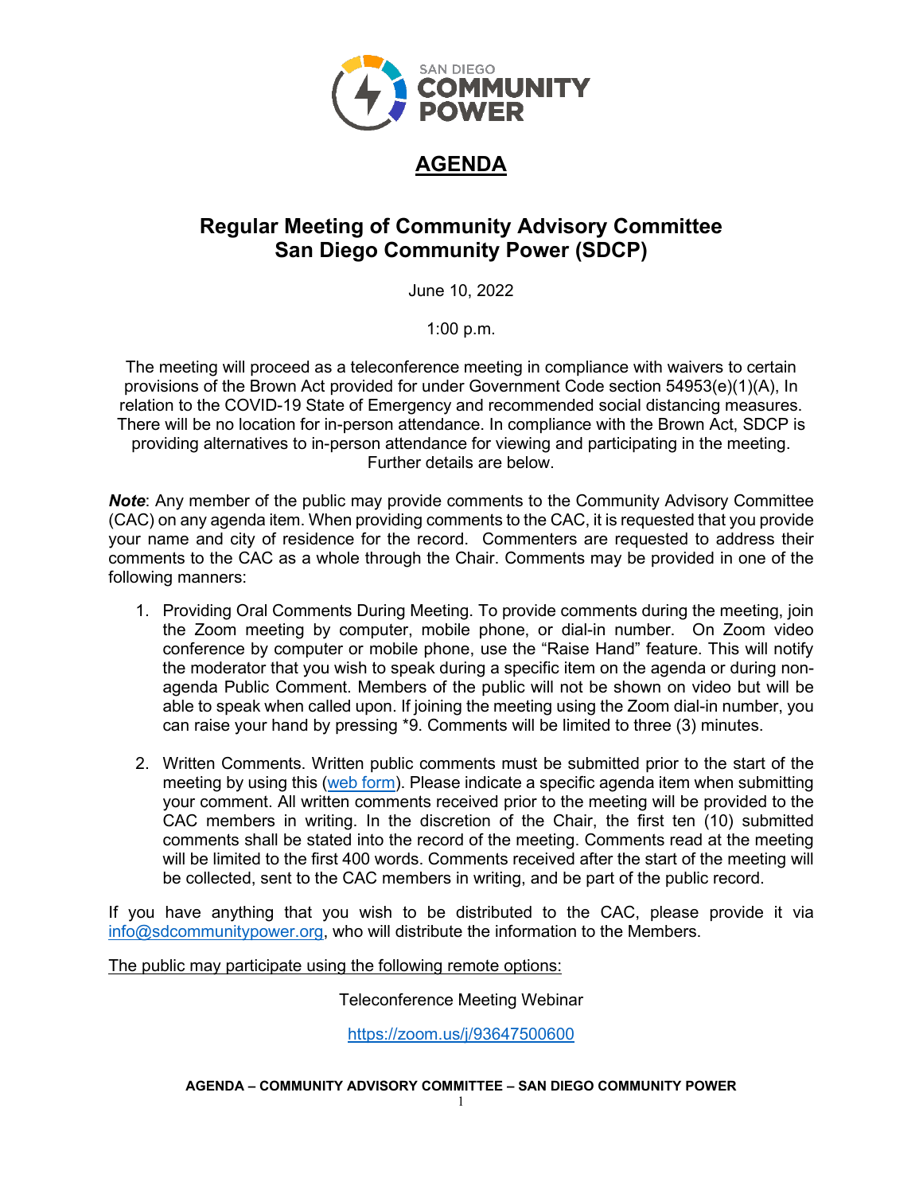SAN DIEGO COMMUNITY POWER

# AGENDA

## Regular Meeting of Community Advisory Committee San Diego Community Power (SDCP)

June 10, 2022

1:00 p.m.

The meeting will proceed as a teleconference meeting in compliance with waivers to certain provisions of the Brown Act provided for under Government Code section 54953(e)(1)(A), In relation to the COVID-19 State of Emergency and recommended social distancing measures. There will be no location for in-person attendance. In compliance with the Brown Act, SDCP is providing alternatives to in-person attendance for viewing and participating in the meeting. Further details are below.

***Note***: Any member of the public may provide comments to the Community Advisory Committee (CAC) on any agenda item. When providing comments to the CAC, it is requested that you provide your name and city of residence for the record. Commenters are requested to address their comments to the CAC as a whole through the Chair. Comments may be provided in one of the following manners:

1. Providing Oral Comments During Meeting. To provide comments during the meeting, join the Zoom meeting by computer, mobile phone, or dial-in number. On Zoom video conference by computer or mobile phone, use the "Raise Hand" feature. This will notify the moderator that you wish to speak during a specific item on the agenda or during non-agenda Public Comment. Members of the public will not be shown on video but will be able to speak when called upon. If joining the meeting using the Zoom dial-in number, you can raise your hand by pressing *9. Comments will be limited to three (3) minutes.

2. Written Comments. Written public comments must be submitted prior to the start of the meeting by using this (web form). Please indicate a specific agenda item when submitting your comment. All written comments received prior to the meeting will be provided to the CAC members in writing. In the discretion of the Chair, the first ten (10) submitted comments shall be stated into the record of the meeting. Comments read at the meeting will be limited to the first 400 words. Comments received after the start of the meeting will be collected, sent to the CAC members in writing, and be part of the public record.

If you have anything that you wish to be distributed to the CAC, please provide it via info@sdcommunitypower.org, who will distribute the information to the Members.

The public may participate using the following remote options:

Teleconference Meeting Webinar

https://zoom.us/j/93647500600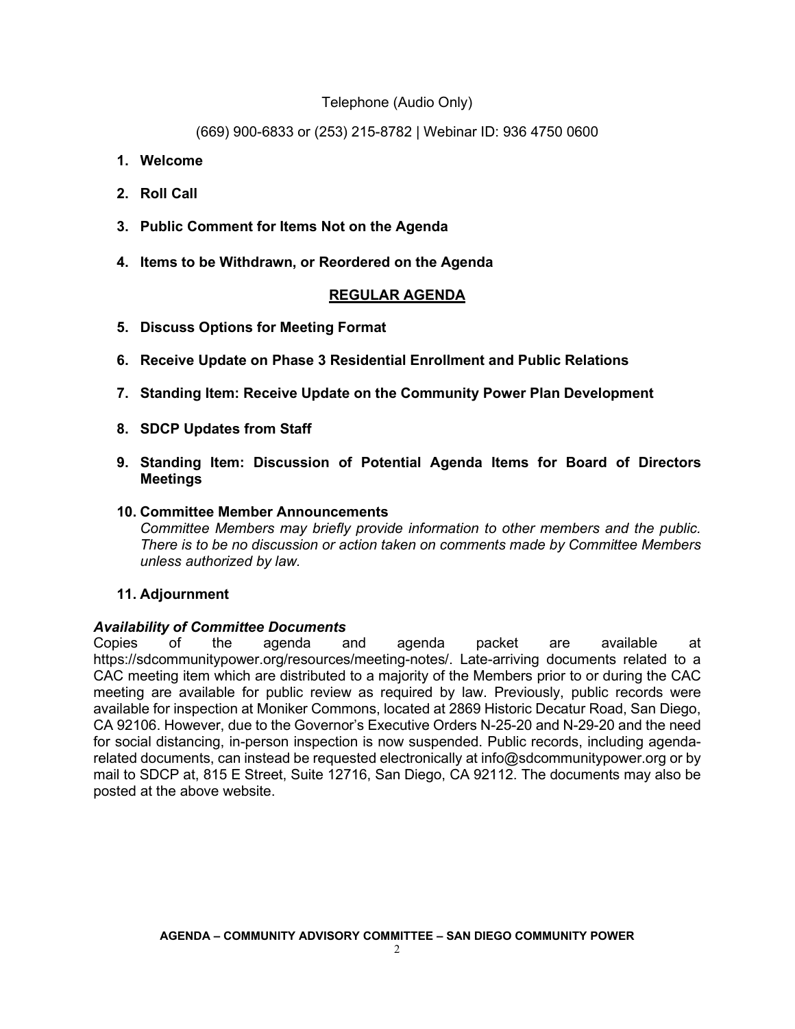Telephone (Audio Only)

(669) 900-6833 or (253) 215-8782 | Webinar ID: 936 4750 0600

1. **Welcome**
2. **Roll Call**
3. **Public Comment for Items Not on the Agenda**
4. **Items to be Withdrawn, or Reordered on the Agenda**

## REGULAR AGENDA

5. **Discuss Options for Meeting Format**
6. **Receive Update on Phase 3 Residential Enrollment and Public Relations**
7. **Standing Item: Receive Update on the Community Power Plan Development**
8. **SDCP Updates from Staff**
9. **Standing Item: Discussion of Potential Agenda Items for Board of Directors Meetings**
10. **Committee Member Announcements**
    *Committee Members may briefly provide information to other members and the public. There is to be no discussion or action taken on comments made by Committee Members unless authorized by law.*
11. **Adjournment**

***Availability of Committee Documents***
Copies of the agenda and agenda packet are available at https://sdcommunitypower.org/resources/meeting-notes/. Late-arriving documents related to a CAC meeting item which are distributed to a majority of the Members prior to or during the CAC meeting are available for public review as required by law. Previously, public records were available for inspection at Moniker Commons, located at 2869 Historic Decatur Road, San Diego, CA 92106. However, due to the Governor's Executive Orders N-25-20 and N-29-20 and the need for social distancing, in-person inspection is now suspended. Public records, including agenda-related documents, can instead be requested electronically at info@sdcommunitypower.org or by mail to SDCP at, 815 E Street, Suite 12716, San Diego, CA 92112. The documents may also be posted at the above website.